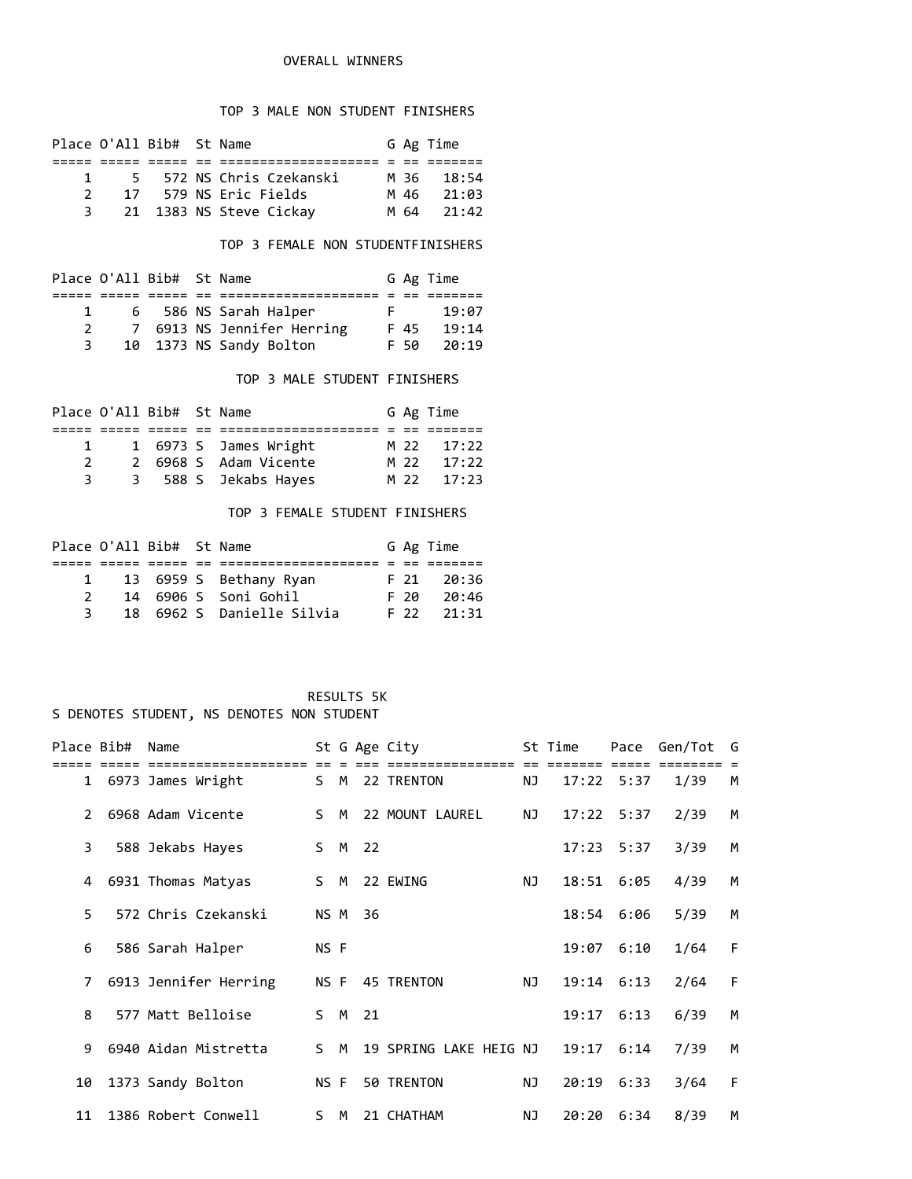# OVERALL WINNERS

## TOP 3 MALE NON STUDENT FINISHERS

| Place | O'All | Bib# | St | Name | G | Ag | Time |
|---|---|---|---|---|---|---|---|
| 1 | 5 | 572 | NS | Chris Czekanski | M | 36 | 18:54 |
| 2 | 17 | 579 | NS | Eric Fields | M | 46 | 21:03 |
| 3 | 21 | 1383 | NS | Steve Cickay | M | 64 | 21:42 |

## TOP 3 FEMALE NON STUDENTFINISHERS

| Place | O'All | Bib# | St | Name | G | Ag | Time |
|---|---|---|---|---|---|---|---|
| 1 | 6 | 586 | NS | Sarah Halper | F | | 19:07 |
| 2 | 7 | 6913 | NS | Jennifer Herring | F | 45 | 19:14 |
| 3 | 10 | 1373 | NS | Sandy Bolton | F | 50 | 20:19 |

## TOP 3 MALE STUDENT FINISHERS

| Place | O'All | Bib# | St | Name | G | Ag | Time |
|---|---|---|---|---|---|---|---|
| 1 | 1 | 6973 | S | James Wright | M | 22 | 17:22 |
| 2 | 2 | 6968 | S | Adam Vicente | M | 22 | 17:22 |
| 3 | 3 | 588 | S | Jekabs Hayes | M | 22 | 17:23 |

## TOP 3 FEMALE STUDENT FINISHERS

| Place | O'All | Bib# | St | Name | G | Ag | Time |
|---|---|---|---|---|---|---|---|
| 1 | 13 | 6959 | S | Bethany Ryan | F | 21 | 20:36 |
| 2 | 14 | 6906 | S | Soni Gohil | F | 20 | 20:46 |
| 3 | 18 | 6962 | S | Danielle Silvia | F | 22 | 21:31 |

# RESULTS 5K

S DENOTES STUDENT, NS DENOTES NON STUDENT

| Place | Bib# | Name | St | G | Age | City | St | Time | Pace | Gen/Tot | G |
|---|---|---|---|---|---|---|---|---|---|---|---|
| 1 | 6973 | James Wright | S | M | 22 | TRENTON | NJ | 17:22 | 5:37 | 1/39 | M |
| 2 | 6968 | Adam Vicente | S | M | 22 | MOUNT LAUREL | NJ | 17:22 | 5:37 | 2/39 | M |
| 3 | 588 | Jekabs Hayes | S | M | 22 | | | 17:23 | 5:37 | 3/39 | M |
| 4 | 6931 | Thomas Matyas | S | M | 22 | EWING | NJ | 18:51 | 6:05 | 4/39 | M |
| 5 | 572 | Chris Czekanski | NS | M | 36 | | | 18:54 | 6:06 | 5/39 | M |
| 6 | 586 | Sarah Halper | NS | F | | | | 19:07 | 6:10 | 1/64 | F |
| 7 | 6913 | Jennifer Herring | NS | F | 45 | TRENTON | NJ | 19:14 | 6:13 | 2/64 | F |
| 8 | 577 | Matt Belloise | S | M | 21 | | | 19:17 | 6:13 | 6/39 | M |
| 9 | 6940 | Aidan Mistretta | S | M | 19 | SPRING LAKE HEIG | NJ | 19:17 | 6:14 | 7/39 | M |
| 10 | 1373 | Sandy Bolton | NS | F | 50 | TRENTON | NJ | 20:19 | 6:33 | 3/64 | F |
| 11 | 1386 | Robert Conwell | S | M | 21 | CHATHAM | NJ | 20:20 | 6:34 | 8/39 | M |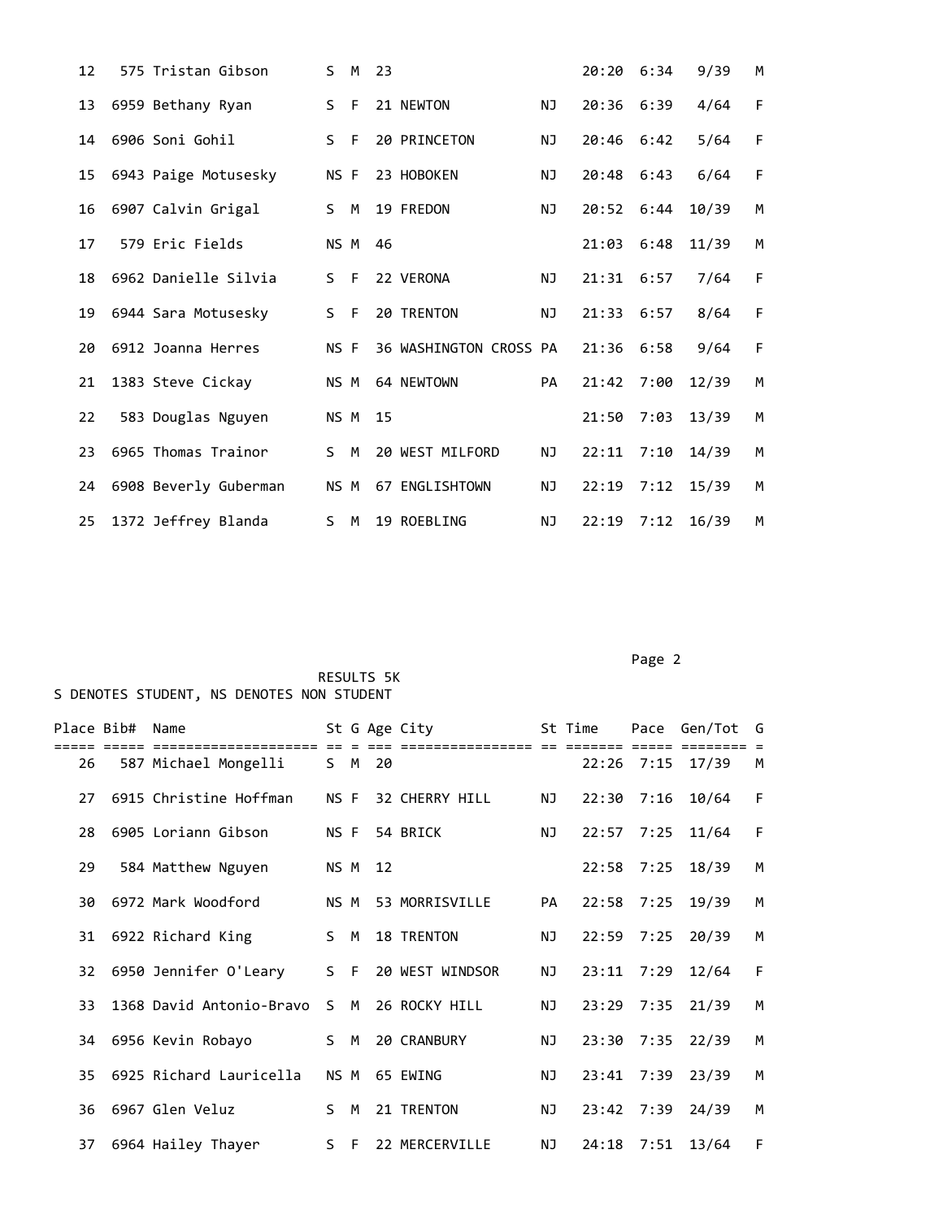| Place | Bib# | Name | St | G | Age | City | St | Time | Pace | Gen/Tot | G |
|---|---|---|---|---|---|---|---|---|---|---|---|
| 12 | 575 | Tristan Gibson | S | M | 23 | | | 20:20 | 6:34 | 9/39 | M |
| 13 | 6959 | Bethany Ryan | S | F | 21 | NEWTON | NJ | 20:36 | 6:39 | 4/64 | F |
| 14 | 6906 | Soni Gohil | S | F | 20 | PRINCETON | NJ | 20:46 | 6:42 | 5/64 | F |
| 15 | 6943 | Paige Motusesky | NS | F | 23 | HOBOKEN | NJ | 20:48 | 6:43 | 6/64 | F |
| 16 | 6907 | Calvin Grigal | S | M | 19 | FREDON | NJ | 20:52 | 6:44 | 10/39 | M |
| 17 | 579 | Eric Fields | NS | M | 46 | | | 21:03 | 6:48 | 11/39 | M |
| 18 | 6962 | Danielle Silvia | S | F | 22 | VERONA | NJ | 21:31 | 6:57 | 7/64 | F |
| 19 | 6944 | Sara Motusesky | S | F | 20 | TRENTON | NJ | 21:33 | 6:57 | 8/64 | F |
| 20 | 6912 | Joanna Herres | NS | F | 36 | WASHINGTON CROSS | PA | 21:36 | 6:58 | 9/64 | F |
| 21 | 1383 | Steve Cickay | NS | M | 64 | NEWTOWN | PA | 21:42 | 7:00 | 12/39 | M |
| 22 | 583 | Douglas Nguyen | NS | M | 15 | | | 21:50 | 7:03 | 13/39 | M |
| 23 | 6965 | Thomas Trainor | S | M | 20 | WEST MILFORD | NJ | 22:11 | 7:10 | 14/39 | M |
| 24 | 6908 | Beverly Guberman | NS | M | 67 | ENGLISHTOWN | NJ | 22:19 | 7:12 | 15/39 | M |
| 25 | 1372 | Jeffrey Blanda | S | M | 19 | ROEBLING | NJ | 22:19 | 7:12 | 16/39 | M |

RESULTS 5K

S DENOTES STUDENT, NS DENOTES NON STUDENT

| Place | Bib# | Name | St | G | Age | City | St | Time | Pace | Gen/Tot | G |
|---|---|---|---|---|---|---|---|---|---|---|---|
| 26 | 587 | Michael Mongelli | S | M | 20 | | | 22:26 | 7:15 | 17/39 | M |
| 27 | 6915 | Christine Hoffman | NS | F | 32 | CHERRY HILL | NJ | 22:30 | 7:16 | 10/64 | F |
| 28 | 6905 | Loriann Gibson | NS | F | 54 | BRICK | NJ | 22:57 | 7:25 | 11/64 | F |
| 29 | 584 | Matthew Nguyen | NS | M | 12 | | | 22:58 | 7:25 | 18/39 | M |
| 30 | 6972 | Mark Woodford | NS | M | 53 | MORRISVILLE | PA | 22:58 | 7:25 | 19/39 | M |
| 31 | 6922 | Richard King | S | M | 18 | TRENTON | NJ | 22:59 | 7:25 | 20/39 | M |
| 32 | 6950 | Jennifer O'Leary | S | F | 20 | WEST WINDSOR | NJ | 23:11 | 7:29 | 12/64 | F |
| 33 | 1368 | David Antonio-Bravo | S | M | 26 | ROCKY HILL | NJ | 23:29 | 7:35 | 21/39 | M |
| 34 | 6956 | Kevin Robayo | S | M | 20 | CRANBURY | NJ | 23:30 | 7:35 | 22/39 | M |
| 35 | 6925 | Richard Lauricella | NS | M | 65 | EWING | NJ | 23:41 | 7:39 | 23/39 | M |
| 36 | 6967 | Glen Veluz | S | M | 21 | TRENTON | NJ | 23:42 | 7:39 | 24/39 | M |
| 37 | 6964 | Hailey Thayer | S | F | 22 | MERCERVILLE | NJ | 24:18 | 7:51 | 13/64 | F |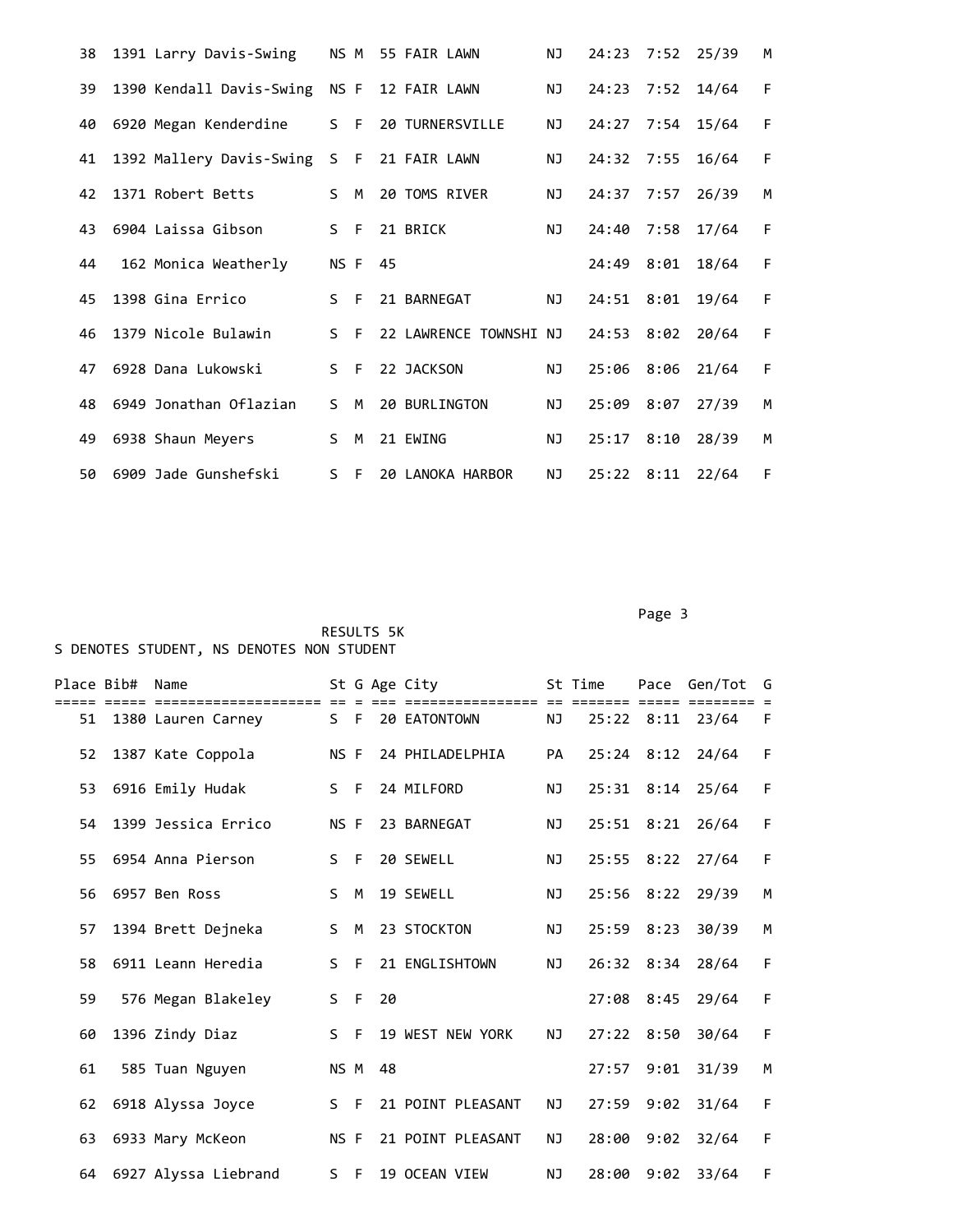| Place | Bib# | Name | St | G | Age | City | St | Time | Pace | Gen/Tot | G |
|---|---|---|---|---|---|---|---|---|---|---|---|
| 38 | 1391 | Larry Davis-Swing | NS | M | 55 | FAIR LAWN | NJ | 24:23 | 7:52 | 25/39 | M |
| 39 | 1390 | Kendall Davis-Swing | NS | F | 12 | FAIR LAWN | NJ | 24:23 | 7:52 | 14/64 | F |
| 40 | 6920 | Megan Kenderdine | S | F | 20 | TURNERSVILLE | NJ | 24:27 | 7:54 | 15/64 | F |
| 41 | 1392 | Mallery Davis-Swing | S | F | 21 | FAIR LAWN | NJ | 24:32 | 7:55 | 16/64 | F |
| 42 | 1371 | Robert Betts | S | M | 20 | TOMS RIVER | NJ | 24:37 | 7:57 | 26/39 | M |
| 43 | 6904 | Laissa Gibson | S | F | 21 | BRICK | NJ | 24:40 | 7:58 | 17/64 | F |
| 44 | 162 | Monica Weatherly | NS | F | 45 | | | 24:49 | 8:01 | 18/64 | F |
| 45 | 1398 | Gina Errico | S | F | 21 | BARNEGAT | NJ | 24:51 | 8:01 | 19/64 | F |
| 46 | 1379 | Nicole Bulawin | S | F | 22 | LAWRENCE TOWNSHI | NJ | 24:53 | 8:02 | 20/64 | F |
| 47 | 6928 | Dana Lukowski | S | F | 22 | JACKSON | NJ | 25:06 | 8:06 | 21/64 | F |
| 48 | 6949 | Jonathan Oflazian | S | M | 20 | BURLINGTON | NJ | 25:09 | 8:07 | 27/39 | M |
| 49 | 6938 | Shaun Meyers | S | M | 21 | EWING | NJ | 25:17 | 8:10 | 28/39 | M |
| 50 | 6909 | Jade Gunshefski | S | F | 20 | LANOKA HARBOR | NJ | 25:22 | 8:11 | 22/64 | F |

RESULTS 5K

S DENOTES STUDENT, NS DENOTES NON STUDENT

| Place | Bib# | Name | St | G | Age | City | St | Time | Pace | Gen/Tot | G |
|---|---|---|---|---|---|---|---|---|---|---|---|
| 51 | 1380 | Lauren Carney | S | F | 20 | EATONTOWN | NJ | 25:22 | 8:11 | 23/64 | F |
| 52 | 1387 | Kate Coppola | NS | F | 24 | PHILADELPHIA | PA | 25:24 | 8:12 | 24/64 | F |
| 53 | 6916 | Emily Hudak | S | F | 24 | MILFORD | NJ | 25:31 | 8:14 | 25/64 | F |
| 54 | 1399 | Jessica Errico | NS | F | 23 | BARNEGAT | NJ | 25:51 | 8:21 | 26/64 | F |
| 55 | 6954 | Anna Pierson | S | F | 20 | SEWELL | NJ | 25:55 | 8:22 | 27/64 | F |
| 56 | 6957 | Ben Ross | S | M | 19 | SEWELL | NJ | 25:56 | 8:22 | 29/39 | M |
| 57 | 1394 | Brett Dejneka | S | M | 23 | STOCKTON | NJ | 25:59 | 8:23 | 30/39 | M |
| 58 | 6911 | Leann Heredia | S | F | 21 | ENGLISHTOWN | NJ | 26:32 | 8:34 | 28/64 | F |
| 59 | 576 | Megan Blakeley | S | F | 20 | | | 27:08 | 8:45 | 29/64 | F |
| 60 | 1396 | Zindy Diaz | S | F | 19 | WEST NEW YORK | NJ | 27:22 | 8:50 | 30/64 | F |
| 61 | 585 | Tuan Nguyen | NS | M | 48 | | | 27:57 | 9:01 | 31/39 | M |
| 62 | 6918 | Alyssa Joyce | S | F | 21 | POINT PLEASANT | NJ | 27:59 | 9:02 | 31/64 | F |
| 63 | 6933 | Mary McKeon | NS | F | 21 | POINT PLEASANT | NJ | 28:00 | 9:02 | 32/64 | F |
| 64 | 6927 | Alyssa Liebrand | S | F | 19 | OCEAN VIEW | NJ | 28:00 | 9:02 | 33/64 | F |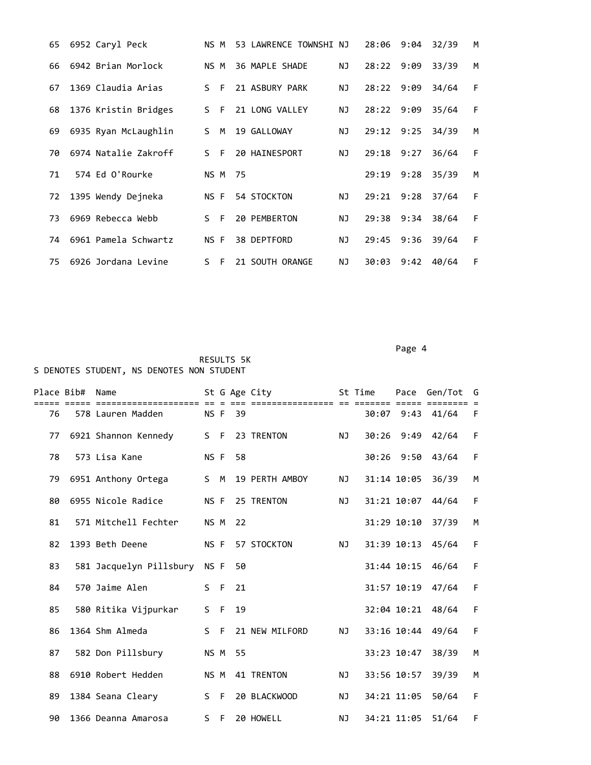| Place | Bib# | Name | St | G | Age | City | St | Time | Pace | Gen/Tot | G |
|---|---|---|---|---|---|---|---|---|---|---|---|
| 65 | 6952 | Caryl Peck | NS | M | 53 | LAWRENCE TOWNSHI | NJ | 28:06 | 9:04 | 32/39 | M |
| 66 | 6942 | Brian Morlock | NS | M | 36 | MAPLE SHADE | NJ | 28:22 | 9:09 | 33/39 | M |
| 67 | 1369 | Claudia Arias | S | F | 21 | ASBURY PARK | NJ | 28:22 | 9:09 | 34/64 | F |
| 68 | 1376 | Kristin Bridges | S | F | 21 | LONG VALLEY | NJ | 28:22 | 9:09 | 35/64 | F |
| 69 | 6935 | Ryan McLaughlin | S | M | 19 | GALLOWAY | NJ | 29:12 | 9:25 | 34/39 | M |
| 70 | 6974 | Natalie Zakroff | S | F | 20 | HAINESPORT | NJ | 29:18 | 9:27 | 36/64 | F |
| 71 | 574 | Ed O'Rourke | NS | M | 75 | | | 29:19 | 9:28 | 35/39 | M |
| 72 | 1395 | Wendy Dejneka | NS | F | 54 | STOCKTON | NJ | 29:21 | 9:28 | 37/64 | F |
| 73 | 6969 | Rebecca Webb | S | F | 20 | PEMBERTON | NJ | 29:38 | 9:34 | 38/64 | F |
| 74 | 6961 | Pamela Schwartz | NS | F | 38 | DEPTFORD | NJ | 29:45 | 9:36 | 39/64 | F |
| 75 | 6926 | Jordana Levine | S | F | 21 | SOUTH ORANGE | NJ | 30:03 | 9:42 | 40/64 | F |

RESULTS 5K

S DENOTES STUDENT, NS DENOTES NON STUDENT

| Place | Bib# | Name | St | G | Age | City | St | Time | Pace | Gen/Tot | G |
|---|---|---|---|---|---|---|---|---|---|---|---|
| 76 | 578 | Lauren Madden | NS | F | 39 | | | 30:07 | 9:43 | 41/64 | F |
| 77 | 6921 | Shannon Kennedy | S | F | 23 | TRENTON | NJ | 30:26 | 9:49 | 42/64 | F |
| 78 | 573 | Lisa Kane | NS | F | 58 | | | 30:26 | 9:50 | 43/64 | F |
| 79 | 6951 | Anthony Ortega | S | M | 19 | PERTH AMBOY | NJ | 31:14 | 10:05 | 36/39 | M |
| 80 | 6955 | Nicole Radice | NS | F | 25 | TRENTON | NJ | 31:21 | 10:07 | 44/64 | F |
| 81 | 571 | Mitchell Fechter | NS | M | 22 | | | 31:29 | 10:10 | 37/39 | M |
| 82 | 1393 | Beth Deene | NS | F | 57 | STOCKTON | NJ | 31:39 | 10:13 | 45/64 | F |
| 83 | 581 | Jacquelyn Pillsbury | NS | F | 50 | | | 31:44 | 10:15 | 46/64 | F |
| 84 | 570 | Jaime Alen | S | F | 21 | | | 31:57 | 10:19 | 47/64 | F |
| 85 | 580 | Ritika Vijpurkar | S | F | 19 | | | 32:04 | 10:21 | 48/64 | F |
| 86 | 1364 | Shm Almeda | S | F | 21 | NEW MILFORD | NJ | 33:16 | 10:44 | 49/64 | F |
| 87 | 582 | Don Pillsbury | NS | M | 55 | | | 33:23 | 10:47 | 38/39 | M |
| 88 | 6910 | Robert Hedden | NS | M | 41 | TRENTON | NJ | 33:56 | 10:57 | 39/39 | M |
| 89 | 1384 | Seana Cleary | S | F | 20 | BLACKWOOD | NJ | 34:21 | 11:05 | 50/64 | F |
| 90 | 1366 | Deanna Amarosa | S | F | 20 | HOWELL | NJ | 34:21 | 11:05 | 51/64 | F |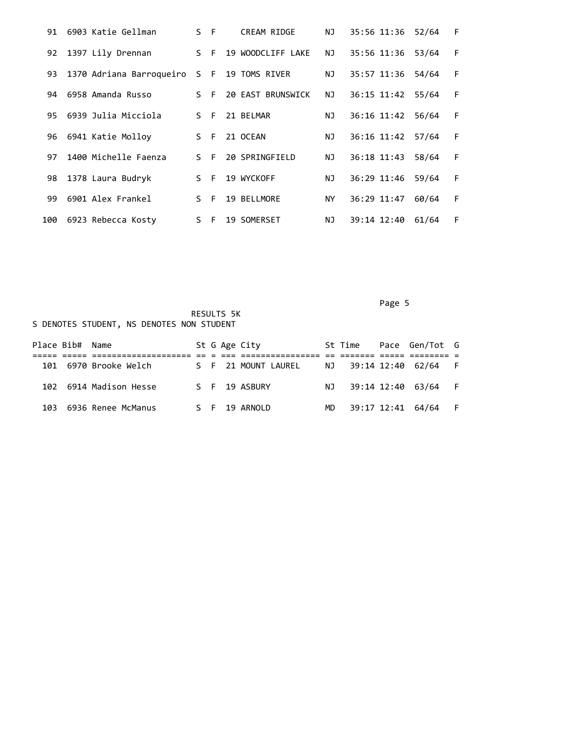| Place | Bib# | Name | St | G | Age | City | St | Time | Pace | Gen/Tot | G |
|---|---|---|---|---|---|---|---|---|---|---|---|
| 91 | 6903 | Katie Gellman | S | F | | CREAM RIDGE | NJ | 35:56 | 11:36 | 52/64 | F |
| 92 | 1397 | Lily Drennan | S | F | 19 | WOODCLIFF LAKE | NJ | 35:56 | 11:36 | 53/64 | F |
| 93 | 1370 | Adriana Barroqueiro | S | F | 19 | TOMS RIVER | NJ | 35:57 | 11:36 | 54/64 | F |
| 94 | 6958 | Amanda Russo | S | F | 20 | EAST BRUNSWICK | NJ | 36:15 | 11:42 | 55/64 | F |
| 95 | 6939 | Julia Micciola | S | F | 21 | BELMAR | NJ | 36:16 | 11:42 | 56/64 | F |
| 96 | 6941 | Katie Molloy | S | F | 21 | OCEAN | NJ | 36:16 | 11:42 | 57/64 | F |
| 97 | 1400 | Michelle Faenza | S | F | 20 | SPRINGFIELD | NJ | 36:18 | 11:43 | 58/64 | F |
| 98 | 1378 | Laura Budryk | S | F | 19 | WYCKOFF | NJ | 36:29 | 11:46 | 59/64 | F |
| 99 | 6901 | Alex Frankel | S | F | 19 | BELLMORE | NY | 36:29 | 11:47 | 60/64 | F |
| 100 | 6923 | Rebecca Kosty | S | F | 19 | SOMERSET | NJ | 39:14 | 12:40 | 61/64 | F |

RESULTS 5K

S DENOTES STUDENT, NS DENOTES NON STUDENT

| Place | Bib# | Name | St | G | Age | City | St | Time | Pace | Gen/Tot | G |
|---|---|---|---|---|---|---|---|---|---|---|---|
| 101 | 6970 | Brooke Welch | S | F | 21 | MOUNT LAUREL | NJ | 39:14 | 12:40 | 62/64 | F |
| 102 | 6914 | Madison Hesse | S | F | 19 | ASBURY | NJ | 39:14 | 12:40 | 63/64 | F |
| 103 | 6936 | Renee McManus | S | F | 19 | ARNOLD | MD | 39:17 | 12:41 | 64/64 | F |